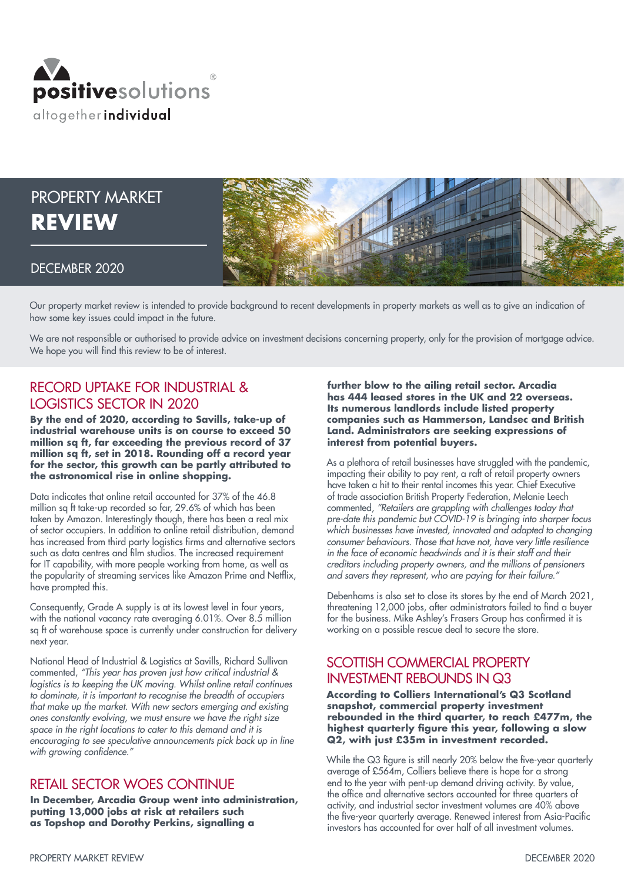positivesolutions®
altogether**individual**

# PROPERTY MARKET **REVIEW**

DECEMBER 2020

Our property market review is intended to provide background to recent developments in property markets as well as to give an indication of how some key issues could impact in the future.

We are not responsible or authorised to provide advice on investment decisions concerning property, only for the provision of mortgage advice. We hope you will find this review to be of interest.

## RECORD UPTAKE FOR INDUSTRIAL & LOGISTICS SECTOR IN 2020

**By the end of 2020, according to Savills, take-up of industrial warehouse units is on course to exceed 50 million sq ft, far exceeding the previous record of 37 million sq ft, set in 2018. Rounding off a record year for the sector, this growth can be partly attributed to the astronomical rise in online shopping.**

Data indicates that online retail accounted for 37% of the 46.8 million sq ft take-up recorded so far, 29.6% of which has been taken by Amazon. Interestingly though, there has been a real mix of sector occupiers. In addition to online retail distribution, demand has increased from third party logistics firms and alternative sectors such as data centres and film studios. The increased requirement for IT capability, with more people working from home, as well as the popularity of streaming services like Amazon Prime and Netflix, have prompted this.

Consequently, Grade A supply is at its lowest level in four years, with the national vacancy rate averaging 6.01%. Over 8.5 million sq ft of warehouse space is currently under construction for delivery next year.

National Head of Industrial & Logistics at Savills, Richard Sullivan commented, *"This year has proven just how critical industrial & logistics is to keeping the UK moving. Whilst online retail continues to dominate, it is important to recognise the breadth of occupiers that make up the market. With new sectors emerging and existing ones constantly evolving, we must ensure we have the right size space in the right locations to cater to this demand and it is encouraging to see speculative announcements pick back up in line with growing confidence."*

## RETAIL SECTOR WOES CONTINUE

**In December, Arcadia Group went into administration, putting 13,000 jobs at risk at retailers such as Topshop and Dorothy Perkins, signalling a further blow to the ailing retail sector. Arcadia has 444 leased stores in the UK and 22 overseas. Its numerous landlords include listed property companies such as Hammerson, Landsec and British Land. Administrators are seeking expressions of interest from potential buyers.**

As a plethora of retail businesses have struggled with the pandemic, impacting their ability to pay rent, a raft of retail property owners have taken a hit to their rental incomes this year. Chief Executive of trade association British Property Federation, Melanie Leech commented, *"Retailers are grappling with challenges today that pre-date this pandemic but COVID-19 is bringing into sharper focus which businesses have invested, innovated and adapted to changing consumer behaviours. Those that have not, have very little resilience in the face of economic headwinds and it is their staff and their creditors including property owners, and the millions of pensioners and savers they represent, who are paying for their failure."*

Debenhams is also set to close its stores by the end of March 2021, threatening 12,000 jobs, after administrators failed to find a buyer for the business. Mike Ashley's Frasers Group has confirmed it is working on a possible rescue deal to secure the store.

## SCOTTISH COMMERCIAL PROPERTY INVESTMENT REBOUNDS IN Q3

**According to Colliers International's Q3 Scotland snapshot, commercial property investment rebounded in the third quarter, to reach £477m, the highest quarterly figure this year, following a slow Q2, with just £35m in investment recorded.**

While the Q3 figure is still nearly 20% below the five-year quarterly average of £564m, Colliers believe there is hope for a strong end to the year with pent-up demand driving activity. By value, the office and alternative sectors accounted for three quarters of activity, and industrial sector investment volumes are 40% above the five-year quarterly average. Renewed interest from Asia-Pacific investors has accounted for over half of all investment volumes.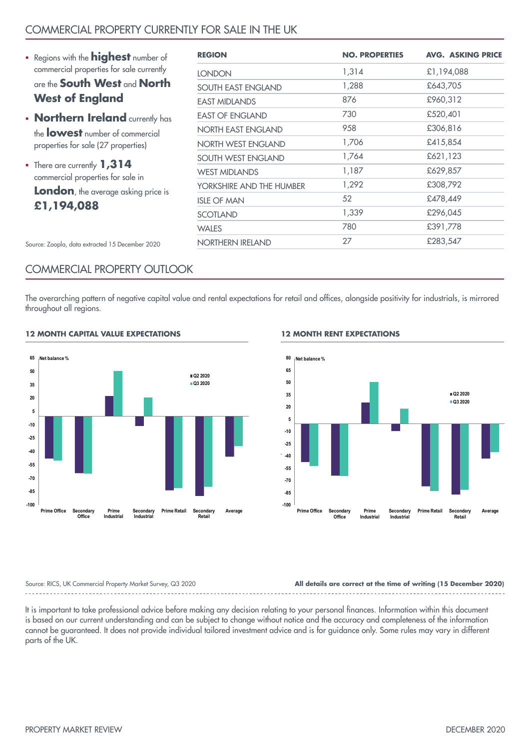## COMMERCIAL PROPERTY CURRENTLY FOR SALE IN THE UK

- Regions with the **highest** number of commercial properties for sale currently are the **South West** and **North West of England**
- **Northern Ireland** currently has the **lowest** number of commercial properties for sale (27 properties)
- There are currently **1,314** commercial properties for sale in **London**, the average asking price is **£1,194,088**

Source: Zoopla, data extracted 15 December 2020

| REGION | NO. PROPERTIES | AVG. ASKING PRICE |
|---|---|---|
| LONDON | 1,314 | £1,194,088 |
| SOUTH EAST ENGLAND | 1,288 | £643,705 |
| EAST MIDLANDS | 876 | £960,312 |
| EAST OF ENGLAND | 730 | £520,401 |
| NORTH EAST ENGLAND | 958 | £306,816 |
| NORTH WEST ENGLAND | 1,706 | £415,854 |
| SOUTH WEST ENGLAND | 1,764 | £621,123 |
| WEST MIDLANDS | 1,187 | £629,857 |
| YORKSHIRE AND THE HUMBER | 1,292 | £308,792 |
| ISLE OF MAN | 52 | £478,449 |
| SCOTLAND | 1,339 | £296,045 |
| WALES | 780 | £391,778 |
| NORTHERN IRELAND | 27 | £283,547 |

## COMMERCIAL PROPERTY OUTLOOK

The overarching pattern of negative capital value and rental expectations for retail and offices, alongside positivity for industrials, is mirrored throughout all regions.

### 12 MONTH CAPITAL VALUE EXPECTATIONS

Net balance %

65
50
35
20
5
-10
-25
-40
-55
-70
-85
-100

Q2 2020
Q3 2020

Prime Office
Secondary Office
Prime Industrial
Secondary Industrial
Prime Retail
Secondary Retail
Average

### 12 MONTH RENT EXPECTATIONS

Net balance %

80
65
50
35
20
5
-10
-25
-40
-55
-70
-85
-100

Q2 2020
Q3 2020

Prime Office
Secondary Office
Prime Industrial
Secondary Industrial
Prime Retail
Secondary Retail
Average

Source: RICS, UK Commercial Property Market Survey, Q3 2020

**All details are correct at the time of writing (15 December 2020)**

It is important to take professional advice before making any decision relating to your personal finances. Information within this document is based on our current understanding and can be subject to change without notice and the accuracy and completeness of the information cannot be guaranteed. It does not provide individual tailored investment advice and is for guidance only. Some rules may vary in different parts of the UK.